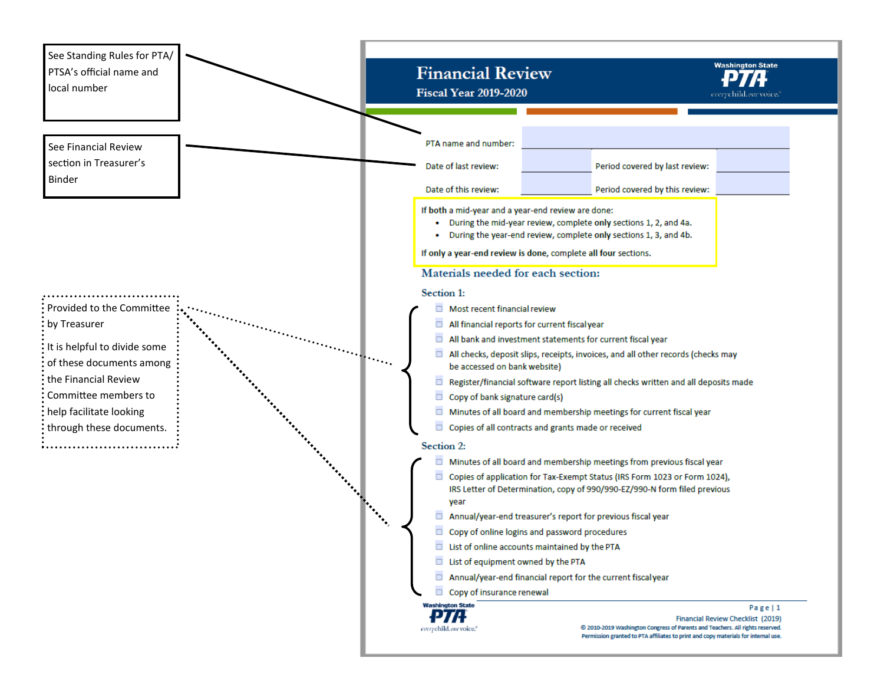See Standing Rules for PTA/PTSA's official name and local number

See Financial Review section in Treasurer's Binder

Provided to the Committee by Treasurer

It is helpful to divide some of these documents among the Financial Review Committee members to help facilitate looking through these documents.

# Financial Review

## Fiscal Year 2019-2020

Washington State PTA *every child. one voice.*

| | | | |
|---|---|---|---|
| PTA name and number: | | | |
| Date of last review: | | Period covered by last review: | |
| Date of this review: | | Period covered by this review: | |

If **both** a mid-year and a year-end review are done:

- During the mid-year review, complete **only** sections 1, 2, and 4a.
- During the year-end review, complete **only** sections 1, 3, and 4b.

If **only** a **year-end review is done**, complete **all four** sections.

### Materials needed for each section:

**Section 1:**

- ☐ Most recent financial review
- ☐ All financial reports for current fiscal year
- ☐ All bank and investment statements for current fiscal year
- ☐ All checks, deposit slips, receipts, invoices, and all other records (checks may be accessed on bank website)
- ☐ Register/financial software report listing all checks written and all deposits made
- ☐ Copy of bank signature card(s)
- ☐ Minutes of all board and membership meetings for current fiscal year
- ☐ Copies of all contracts and grants made or received

**Section 2:**

- ☐ Minutes of all board and membership meetings from previous fiscal year
- ☐ Copies of application for Tax-Exempt Status (IRS Form 1023 or Form 1024), IRS Letter of Determination, copy of 990/990-EZ/990-N form filed previous year
- ☐ Annual/year-end treasurer's report for previous fiscal year
- ☐ Copy of online logins and password procedures
- ☐ List of online accounts maintained by the PTA
- ☐ List of equipment owned by the PTA
- ☐ Annual/year-end financial report for the current fiscal year
- ☐ Copy of insurance renewal

Financial Review Checklist (2019)

© 2010-2019 Washington Congress of Parents and Teachers. All rights reserved. Permission granted to PTA affiliates to print and copy materials for internal use.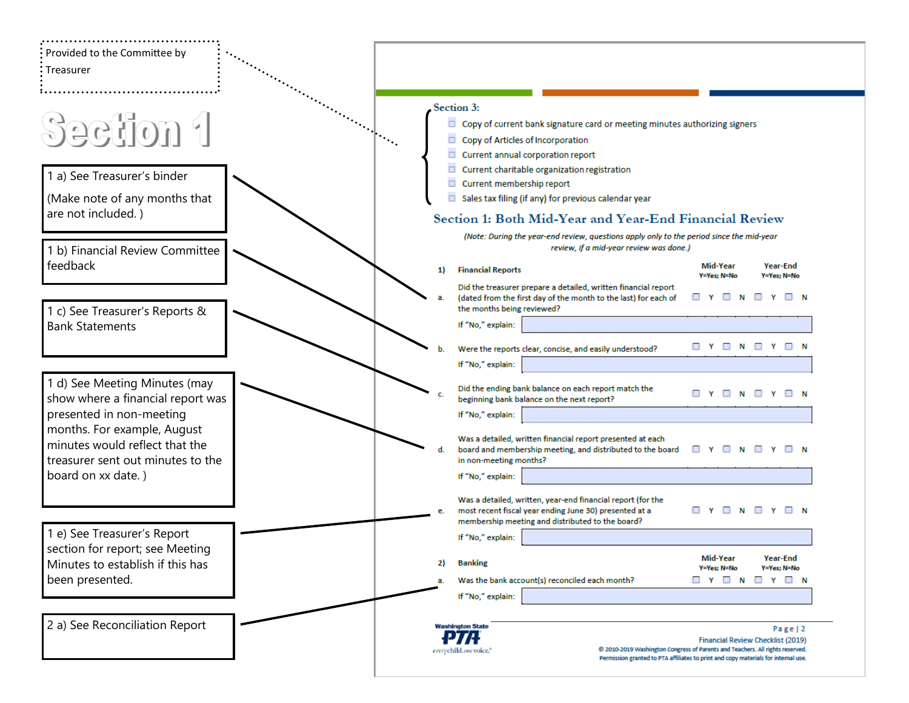Provided to the Committee by Treasurer

# Section 1

1 a) See Treasurer's binder

(Make note of any months that are not included. )

1 b) Financial Review Committee feedback

1 c) See Treasurer's Reports & Bank Statements

1 d) See Meeting Minutes (may show where a financial report was presented in non-meeting months. For example, August minutes would reflect that the treasurer sent out minutes to the board on xx date. )

1 e) See Treasurer's Report section for report; see Meeting Minutes to establish if this has been presented.

2 a) See Reconciliation Report

---

**Section 3:**

- ☐ Copy of current bank signature card or meeting minutes authorizing signers
- ☐ Copy of Articles of Incorporation
- ☐ Current annual corporation report
- ☐ Current charitable organization registration
- ☐ Current membership report
- ☐ Sales tax filing (if any) for previous calendar year

## Section 1: Both Mid-Year and Year-End Financial Review

*(Note: During the year-end review, questions apply only to the period since the mid-year review, if a mid-year review was done.)*

| | | Mid-Year Y=Yes; N=No | Year-End Y=Yes; N=No |
|---|---|---|---|
| **1)** | **Financial Reports** | | |
| a. | Did the treasurer prepare a detailed, written financial report (dated from the first day of the month to the last) for each of the months being reviewed? | ☐ Y ☐ N | ☐ Y ☐ N |
| | If "No," explain: | | |
| b. | Were the reports clear, concise, and easily understood? | ☐ Y ☐ N | ☐ Y ☐ N |
| | If "No," explain: | | |
| c. | Did the ending bank balance on each report match the beginning bank balance on the next report? | ☐ Y ☐ N | ☐ Y ☐ N |
| | If "No," explain: | | |
| d. | Was a detailed, written financial report presented at each board and membership meeting, and distributed to the board in non-meeting months? | ☐ Y ☐ N | ☐ Y ☐ N |
| | If "No," explain: | | |
| e. | Was a detailed, written, year-end financial report (for the most recent fiscal year ending June 30) presented at a membership meeting and distributed to the board? | ☐ Y ☐ N | ☐ Y ☐ N |
| | If "No," explain: | | |

| | | Mid-Year Y=Yes; N=No | Year-End Y=Yes; N=No |
|---|---|---|---|
| **2)** | **Banking** | | |
| a. | Was the bank account(s) reconciled each month? | ☐ Y ☐ N | ☐ Y ☐ N |
| | If "No," explain: | | |

Washington State PTA *every child. one voice.*

Financial Review Checklist (2019)
© 2010-2019 Washington Congress of Parents and Teachers. All rights reserved.
Permission granted to PTA affiliates to print and copy materials for internal use.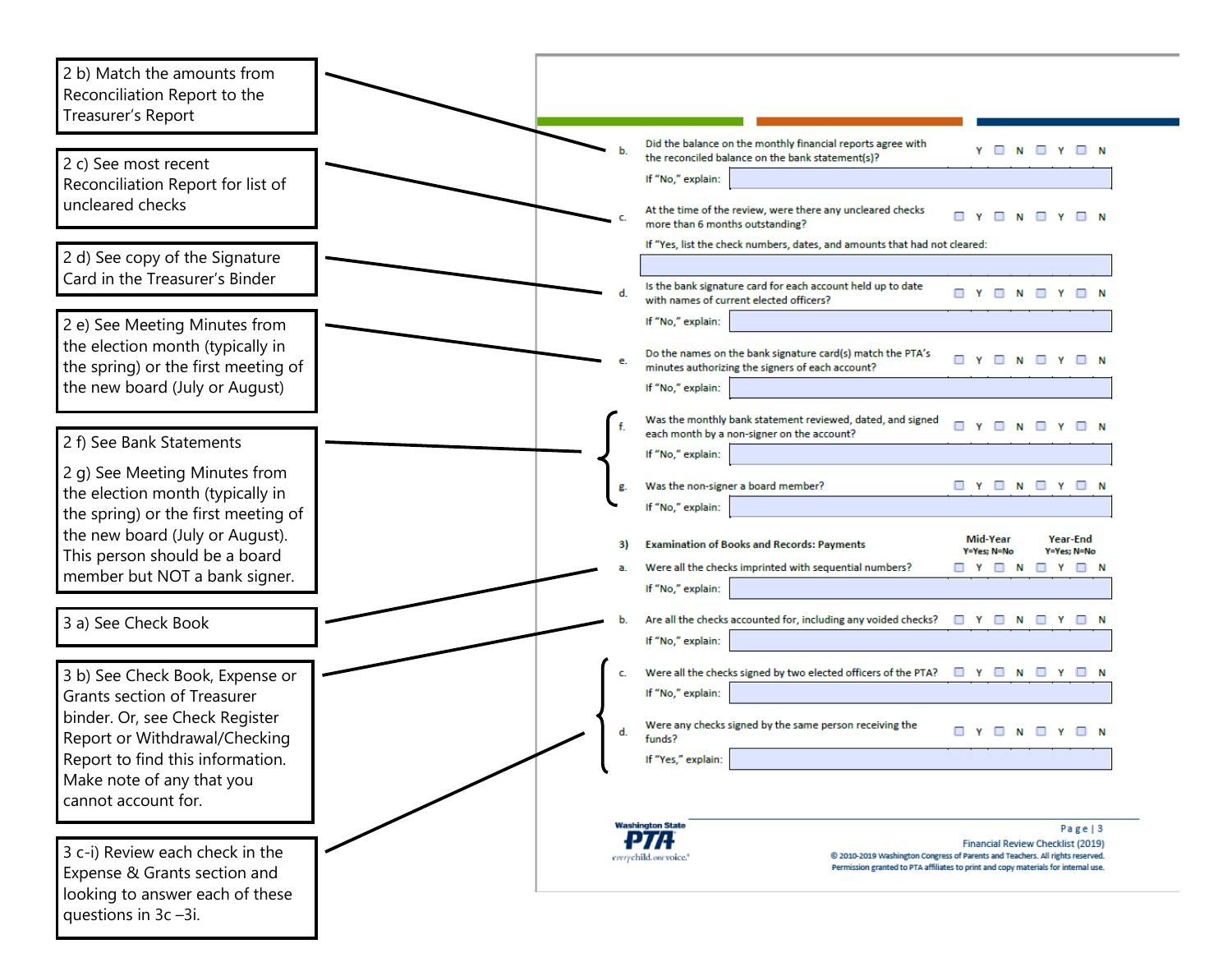2 b) Match the amounts from Reconciliation Report to the Treasurer's Report

2 c) See most recent Reconciliation Report for list of uncleared checks

2 d) See copy of the Signature Card in the Treasurer's Binder

2 e) See Meeting Minutes from the election month (typically in the spring) or the first meeting of the new board (July or August)

2 f) See Bank Statements

2 g) See Meeting Minutes from the election month (typically in the spring) or the first meeting of the new board (July or August). This person should be a board member but NOT a bank signer.

3 a) See Check Book

3 b) See Check Book, Expense or Grants section of Treasurer binder. Or, see Check Register Report or Withdrawal/Checking Report to find this information. Make note of any that you cannot account for.

3 c-i) Review each check in the Expense & Grants section and looking to answer each of these questions in 3c –3i.

---

b. Did the balance on the monthly financial reports agree with the reconciled balance on the bank statement(s)? ☐ Y ☐ N ☐ Y ☐ N

If "No," explain:

c. At the time of the review, were there any uncleared checks more than 6 months outstanding? ☐ Y ☐ N ☐ Y ☐ N

If "Yes, list the check numbers, dates, and amounts that had not cleared:

d. Is the bank signature card for each account held up to date with names of current elected officers? ☐ Y ☐ N ☐ Y ☐ N

If "No," explain:

e. Do the names on the bank signature card(s) match the PTA's minutes authorizing the signers of each account? ☐ Y ☐ N ☐ Y ☐ N

If "No," explain:

f. Was the monthly bank statement reviewed, dated, and signed each month by a non-signer on the account? ☐ Y ☐ N ☐ Y ☐ N

If "No," explain:

g. Was the non-signer a board member? ☐ Y ☐ N ☐ Y ☐ N

If "No," explain:

**3) Examination of Books and Records: Payments** — Mid-Year (Y=Yes; N=No) / Year-End (Y=Yes; N=No)

a. Were all the checks imprinted with sequential numbers? ☐ Y ☐ N ☐ Y ☐ N

If "No," explain:

b. Are all the checks accounted for, including any voided checks? ☐ Y ☐ N ☐ Y ☐ N

If "No," explain:

c. Were all the checks signed by two elected officers of the PTA? ☐ Y ☐ N ☐ Y ☐ N

If "No," explain:

d. Were any checks signed by the same person receiving the funds? ☐ Y ☐ N ☐ Y ☐ N

If "Yes," explain:

Washington State PTA — everychild.onevoice.

Financial Review Checklist (2019)

© 2010-2019 Washington Congress of Parents and Teachers. All rights reserved.
Permission granted to PTA affiliates to print and copy materials for internal use.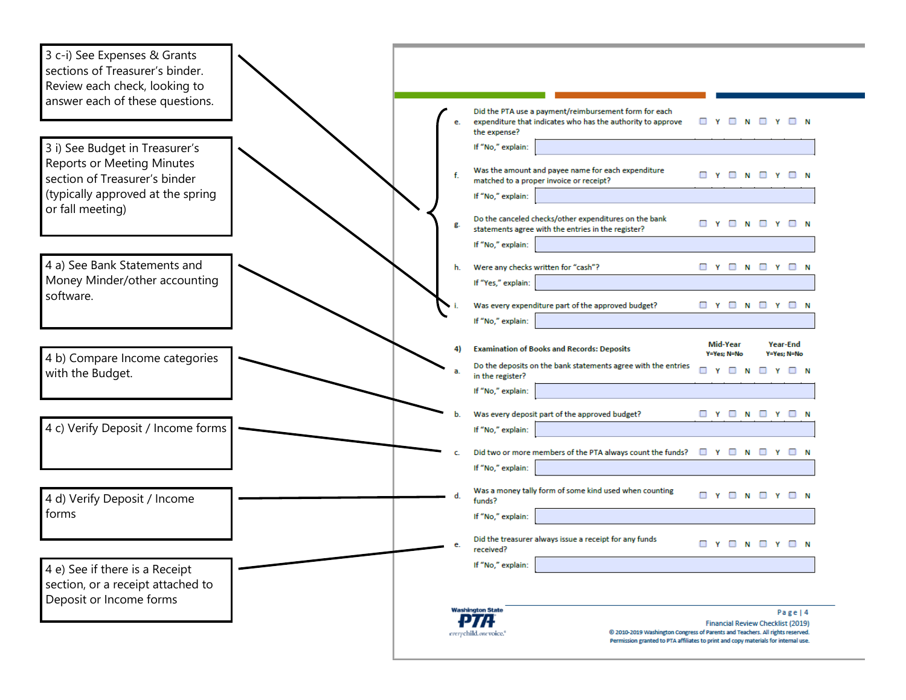3 c-i) See Expenses & Grants sections of Treasurer's binder. Review each check, looking to answer each of these questions.

3 i) See Budget in Treasurer's Reports or Meeting Minutes section of Treasurer's binder (typically approved at the spring or fall meeting)

4 a) See Bank Statements and Money Minder/other accounting software.

4 b) Compare Income categories with the Budget.

4 c) Verify Deposit / Income forms

4 d) Verify Deposit / Income forms

4 e) See if there is a Receipt section, or a receipt attached to Deposit or Income forms

---

e. Did the PTA use a payment/reimbursement form for each expenditure that indicates who has the authority to approve the expense? ☐ Y ☐ N ☐ Y ☐ N

If "No," explain:

f. Was the amount and payee name for each expenditure matched to a proper invoice or receipt? ☐ Y ☐ N ☐ Y ☐ N

If "No," explain:

g. Do the canceled checks/other expenditures on the bank statements agree with the entries in the register? ☐ Y ☐ N ☐ Y ☐ N

If "No," explain:

h. Were any checks written for "cash"? ☐ Y ☐ N ☐ Y ☐ N

If "Yes," explain:

i. Was every expenditure part of the approved budget? ☐ Y ☐ N ☐ Y ☐ N

If "No," explain:

**4) Examination of Books and Records: Deposits**

| | Mid-Year Y=Yes; N=No | Year-End Y=Yes; N=No |
|---|---|---|
| a. Do the deposits on the bank statements agree with the entries in the register? | ☐ Y ☐ N | ☐ Y ☐ N |
| b. Was every deposit part of the approved budget? | ☐ Y ☐ N | ☐ Y ☐ N |
| c. Did two or more members of the PTA always count the funds? | ☐ Y ☐ N | ☐ Y ☐ N |
| d. Was a money tally form of some kind used when counting funds? | ☐ Y ☐ N | ☐ Y ☐ N |
| e. Did the treasurer always issue a receipt for any funds received? | ☐ Y ☐ N | ☐ Y ☐ N |

a. If "No," explain:

b. If "No," explain:

c. If "No," explain:

d. If "No," explain:

e. If "No," explain:

Washington State PTA *everychild.onevoice.*

Financial Review Checklist (2019)

© 2010-2019 Washington Congress of Parents and Teachers. All rights reserved. Permission granted to PTA affiliates to print and copy materials for internal use.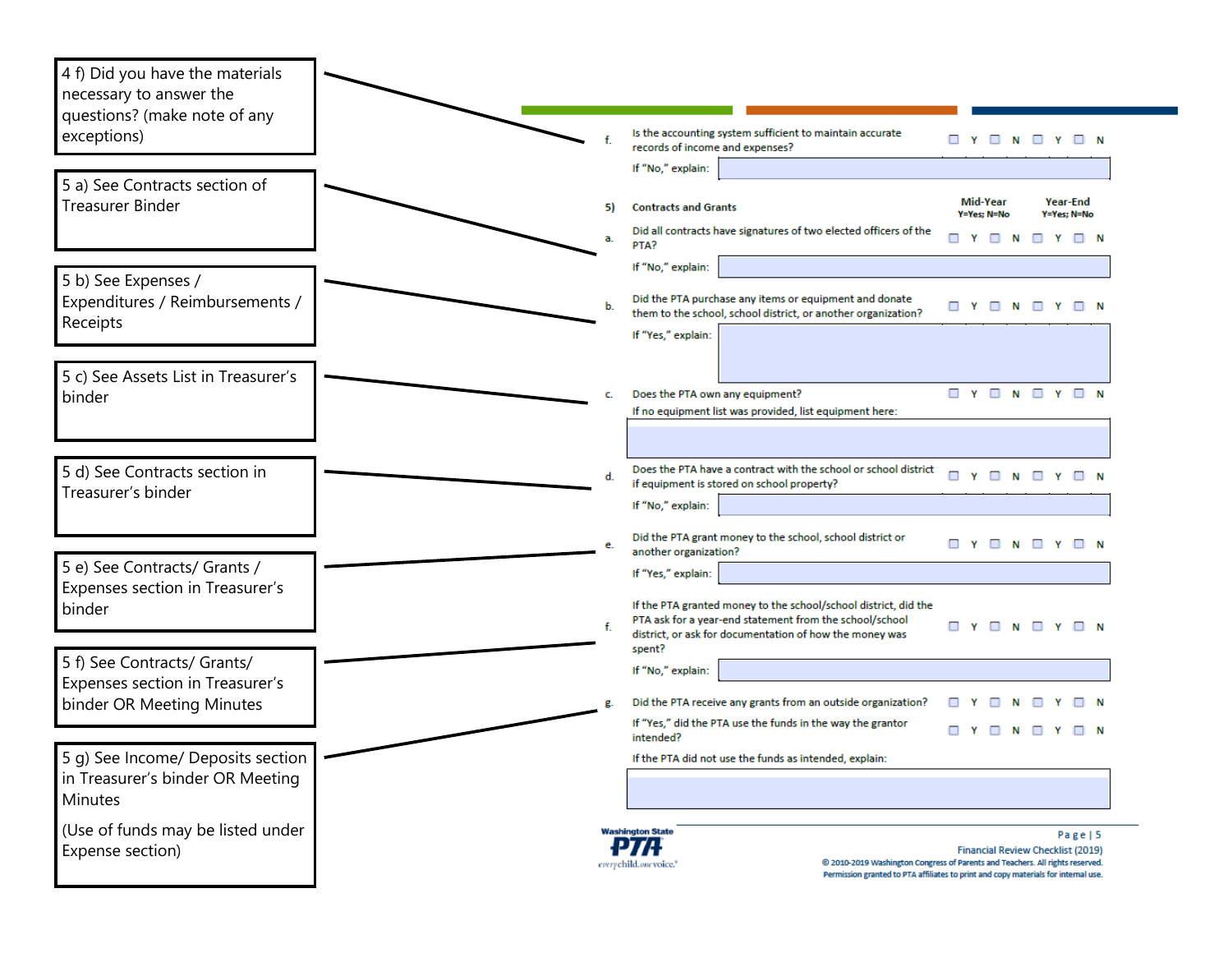4 f) Did you have the materials necessary to answer the questions? (make note of any exceptions)

5 a) See Contracts section of Treasurer Binder

5 b) See Expenses / Expenditures / Reimbursements / Receipts

5 c) See Assets List in Treasurer's binder

5 d) See Contracts section in Treasurer's binder

5 e) See Contracts/ Grants / Expenses section in Treasurer's binder

5 f) See Contracts/ Grants/ Expenses section in Treasurer's binder OR Meeting Minutes

5 g) See Income/ Deposits section in Treasurer's binder OR Meeting Minutes

(Use of funds may be listed under Expense section)

---

f. Is the accounting system sufficient to maintain accurate records of income and expenses? ☐ Y ☐ N ☐ Y ☐ N

If "No," explain:

**5) Contracts and Grants**

| | | Mid-Year Y=Yes; N=No | Year-End Y=Yes; N=No |
|---|---|---|---|
| a. | Did all contracts have signatures of two elected officers of the PTA? | ☐ Y ☐ N | ☐ Y ☐ N |
| | If "No," explain: | | |
| b. | Did the PTA purchase any items or equipment and donate them to the school, school district, or another organization? | ☐ Y ☐ N | ☐ Y ☐ N |
| | If "Yes," explain: | | |
| c. | Does the PTA own any equipment? | ☐ Y ☐ N | ☐ Y ☐ N |
| | If no equipment list was provided, list equipment here: | | |
| d. | Does the PTA have a contract with the school or school district if equipment is stored on school property? | ☐ Y ☐ N | ☐ Y ☐ N |
| | If "No," explain: | | |
| e. | Did the PTA grant money to the school, school district or another organization? | ☐ Y ☐ N | ☐ Y ☐ N |
| | If "Yes," explain: | | |
| f. | If the PTA granted money to the school/school district, did the PTA ask for a year-end statement from the school/school district, or ask for documentation of how the money was spent? | ☐ Y ☐ N | ☐ Y ☐ N |
| | If "No," explain: | | |
| g. | Did the PTA receive any grants from an outside organization? | ☐ Y ☐ N | ☐ Y ☐ N |
| | If "Yes," did the PTA use the funds in the way the grantor intended? | ☐ Y ☐ N | ☐ Y ☐ N |
| | If the PTA did not use the funds as intended, explain: | | |

Washington State PTA everychild.onevoice.®

Financial Review Checklist (2019)

© 2010-2019 Washington Congress of Parents and Teachers. All rights reserved. Permission granted to PTA affiliates to print and copy materials for internal use.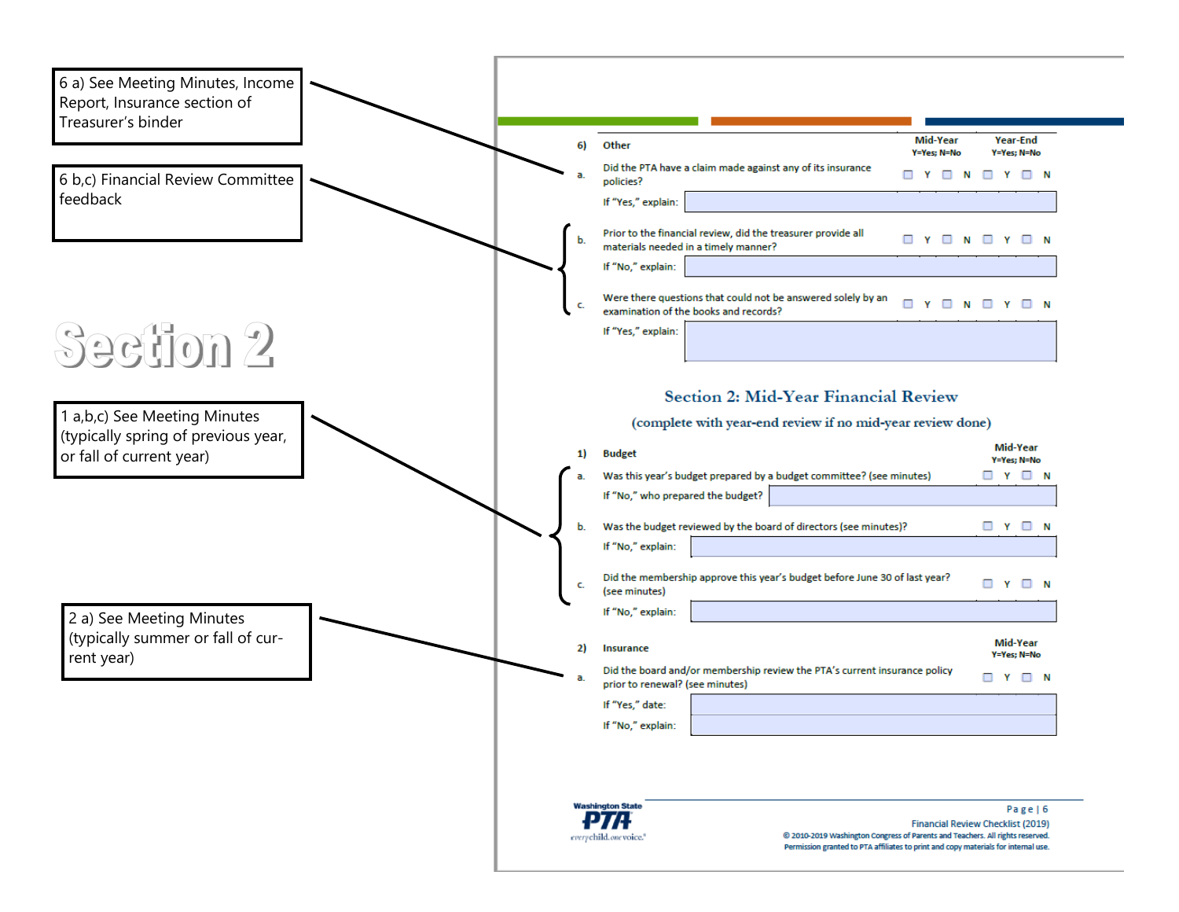6 a) See Meeting Minutes, Income Report, Insurance section of Treasurer's binder

6 b,c) Financial Review Committee feedback

# Section 2

1 a,b,c) See Meeting Minutes (typically spring of previous year, or fall of current year)

2 a) See Meeting Minutes (typically summer or fall of current year)

| | | Mid-Year Y=Yes; N=No | Year-End Y=Yes; N=No |
|---|---|---|---|
| **6)** | **Other** | | |
| a. | Did the PTA have a claim made against any of its insurance policies? | ☐ Y ☐ N | ☐ Y ☐ N |
| | If "Yes," explain: | | |
| b. | Prior to the financial review, did the treasurer provide all materials needed in a timely manner? | ☐ Y ☐ N | ☐ Y ☐ N |
| | If "No," explain: | | |
| c. | Were there questions that could not be answered solely by an examination of the books and records? | ☐ Y ☐ N | ☐ Y ☐ N |
| | If "Yes," explain: | | |

## Section 2: Mid-Year Financial Review

(complete with year-end review if no mid-year review done)

| | | Mid-Year Y=Yes; N=No |
|---|---|---|
| **1)** | **Budget** | |
| a. | Was this year's budget prepared by a budget committee? (see minutes) | ☐ Y ☐ N |
| | If "No," who prepared the budget? | |
| b. | Was the budget reviewed by the board of directors (see minutes)? | ☐ Y ☐ N |
| | If "No," explain: | |
| c. | Did the membership approve this year's budget before June 30 of last year? (see minutes) | ☐ Y ☐ N |
| | If "No," explain: | |

| | | Mid-Year Y=Yes; N=No |
|---|---|---|
| **2)** | **Insurance** | |
| a. | Did the board and/or membership review the PTA's current insurance policy prior to renewal? (see minutes) | ☐ Y ☐ N |
| | If "Yes," date: | |
| | If "No," explain: | |

Washington State PTA everychild. one voice.

Financial Review Checklist (2019)

© 2010-2019 Washington Congress of Parents and Teachers. All rights reserved.
Permission granted to PTA affiliates to print and copy materials for internal use.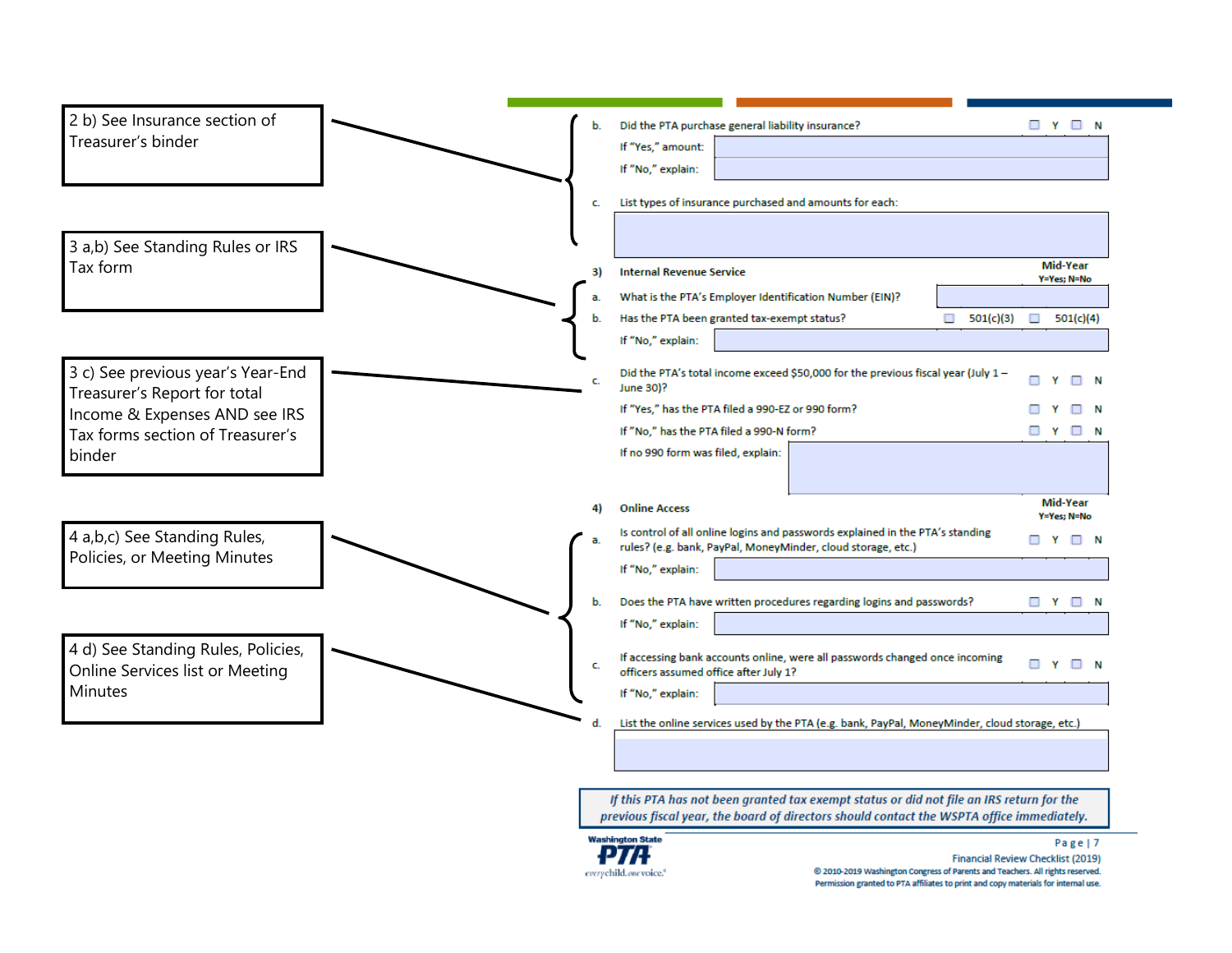2 b) See Insurance section of Treasurer's binder

3 a,b) See Standing Rules or IRS Tax form

3 c) See previous year's Year-End Treasurer's Report for total Income & Expenses AND see IRS Tax forms section of Treasurer's binder

4 a,b,c) See Standing Rules, Policies, or Meeting Minutes

4 d) See Standing Rules, Policies, Online Services list or Meeting Minutes

b. Did the PTA purchase general liability insurance? ☐ Y ☐ N

If "Yes," amount:

If "No," explain:

c. List types of insurance purchased and amounts for each:

**3) Internal Revenue Service** — Mid-Year Y=Yes; N=No

a. What is the PTA's Employer Identification Number (EIN)?

b. Has the PTA been granted tax-exempt status? ☐ 501(c)(3) ☐ 501(c)(4)

If "No," explain:

c. Did the PTA's total income exceed $50,000 for the previous fiscal year (July 1 – June 30)? ☐ Y ☐ N

If "Yes," has the PTA filed a 990-EZ or 990 form? ☐ Y ☐ N

If "No," has the PTA filed a 990-N form? ☐ Y ☐ N

If no 990 form was filed, explain:

**4) Online Access** — Mid-Year Y=Yes; N=No

a. Is control of all online logins and passwords explained in the PTA's standing rules? (e.g. bank, PayPal, MoneyMinder, cloud storage, etc.) ☐ Y ☐ N

If "No," explain:

b. Does the PTA have written procedures regarding logins and passwords? ☐ Y ☐ N

If "No," explain:

c. If accessing bank accounts online, were all passwords changed once incoming officers assumed office after July 1? ☐ Y ☐ N

If "No," explain:

d. List the online services used by the PTA (e.g. bank, PayPal, MoneyMinder, cloud storage, etc.)

***If this PTA has not been granted tax exempt status or did not file an IRS return for the previous fiscal year, the board of directors should contact the WSPTA office immediately.***

Financial Review Checklist (2019)

© 2010-2019 Washington Congress of Parents and Teachers. All rights reserved. Permission granted to PTA affiliates to print and copy materials for internal use.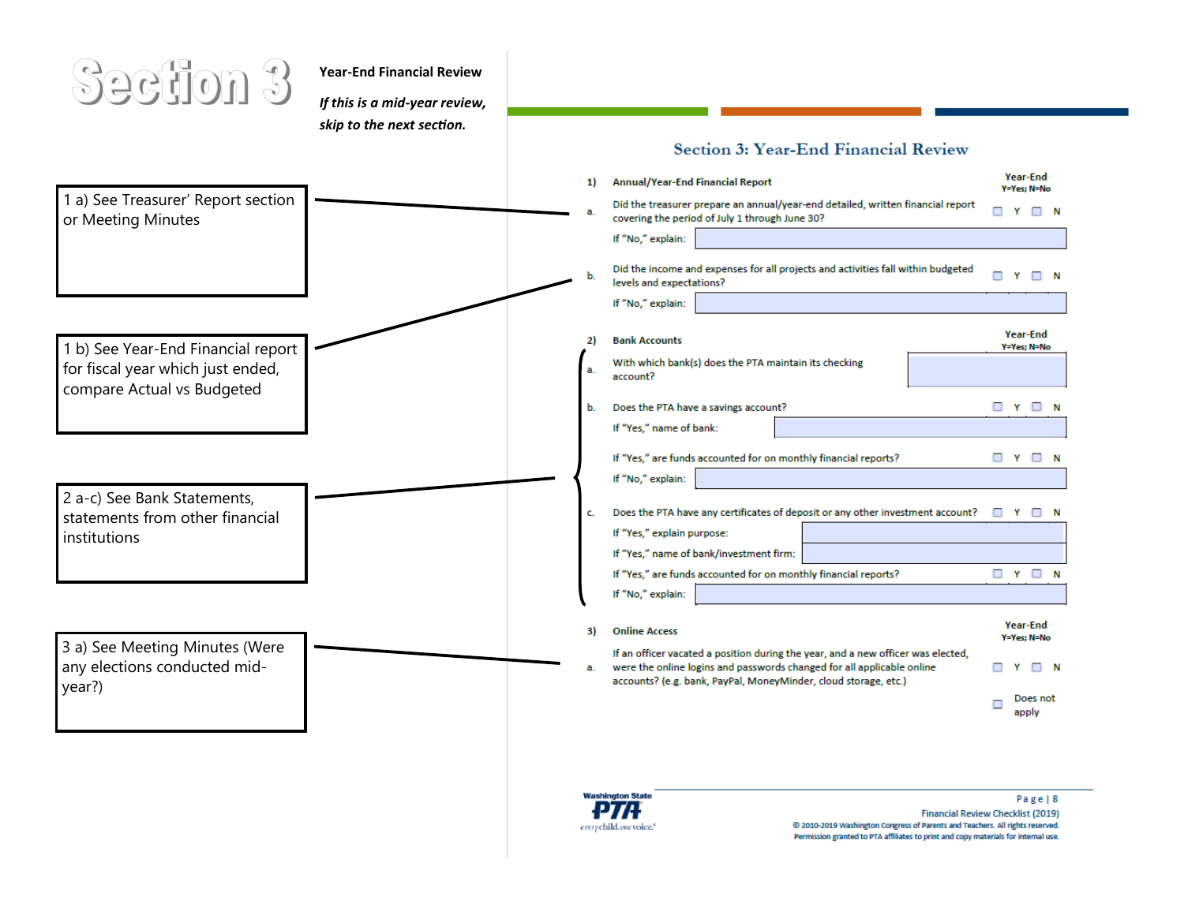# Section 3

**Year-End Financial Review**

***If this is a mid-year review, skip to the next section.***

> 1 a) See Treasurer' Report section or Meeting Minutes

> 1 b) See Year-End Financial report for fiscal year which just ended, compare Actual vs Budgeted

> 2 a-c) See Bank Statements, statements from other financial institutions

> 3 a) See Meeting Minutes (Were any elections conducted mid-year?)

## Section 3: Year-End Financial Review

**1) Annual/Year-End Financial Report** — Year-End (Y=Yes; N=No)

a. Did the treasurer prepare an annual/year-end detailed, written financial report covering the period of July 1 through June 30? ☐ Y ☐ N

If "No," explain: ______

b. Did the income and expenses for all projects and activities fall within budgeted levels and expectations? ☐ Y ☐ N

If "No," explain: ______

**2) Bank Accounts** — Year-End (Y=Yes; N=No)

a. With which bank(s) does the PTA maintain its checking account? ______

b. Does the PTA have a savings account? ☐ Y ☐ N

If "Yes," name of bank: ______

If "Yes," are funds accounted for on monthly financial reports? ☐ Y ☐ N

If "No," explain: ______

c. Does the PTA have any certificates of deposit or any other investment account? ☐ Y ☐ N

If "Yes," explain purpose: ______

If "Yes," name of bank/investment firm: ______

If "Yes," are funds accounted for on monthly financial reports? ☐ Y ☐ N

If "No," explain: ______

**3) Online Access** — Year-End (Y=Yes; N=No)

a. If an officer vacated a position during the year, and a new officer was elected, were the online logins and passwords changed for all applicable online accounts? (e.g. bank, PayPal, MoneyMinder, cloud storage, etc.) ☐ Y ☐ N ☐ Does not apply

Financial Review Checklist (2019)

© 2010-2019 Washington Congress of Parents and Teachers. All rights reserved. Permission granted to PTA affiliates to print and copy materials for internal use.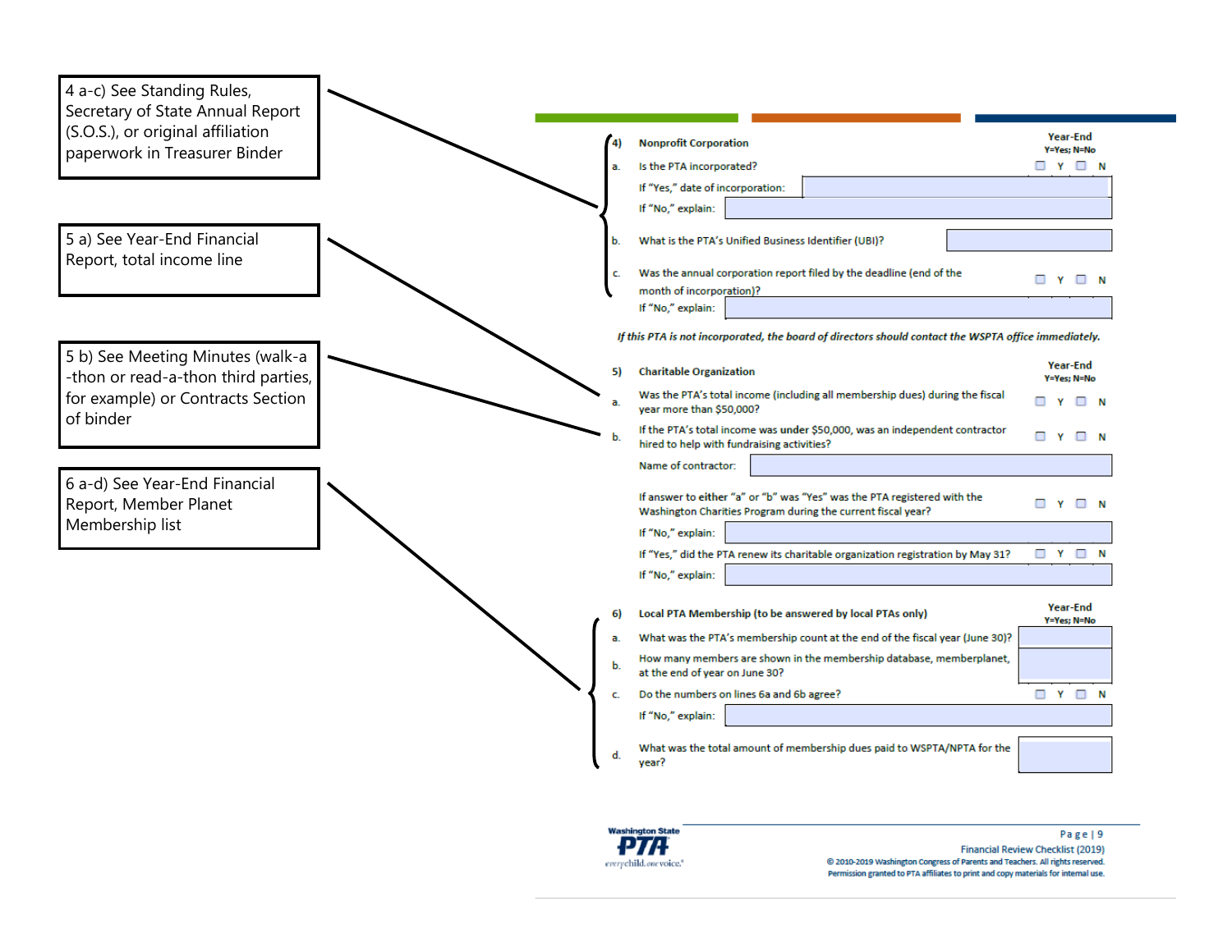> 4 a-c) See Standing Rules, Secretary of State Annual Report (S.O.S.), or original affiliation paperwork in Treasurer Binder

> 5 a) See Year-End Financial Report, total income line

> 5 b) See Meeting Minutes (walk-a-thon or read-a-thon third parties, for example) or Contracts Section of binder

> 6 a-d) See Year-End Financial Report, Member Planet Membership list

**4) Nonprofit Corporation** — Year-End (Y=Yes; N=No)

a. Is the PTA incorporated? ☐ Y ☐ N

If "Yes," date of incorporation: ____________

If "No," explain: ____________

b. What is the PTA's Unified Business Identifier (UBI)? ____________

c. Was the annual corporation report filed by the deadline (end of the month of incorporation)? ☐ Y ☐ N

If "No," explain: ____________

*If this PTA is not incorporated, the board of directors should contact the WSPTA office immediately.*

**5) Charitable Organization** — Year-End (Y=Yes; N=No)

a. Was the PTA's total income (including all membership dues) during the fiscal year more than $50,000? ☐ Y ☐ N

b. If the PTA's total income was **under** $50,000, was an independent contractor hired to help with fundraising activities? ☐ Y ☐ N

Name of contractor: ____________

If answer to **either** "a" or "b" was "Yes" was the PTA registered with the Washington Charities Program during the current fiscal year? ☐ Y ☐ N

If "No," explain: ____________

If "Yes," did the PTA renew its charitable organization registration by May 31? ☐ Y ☐ N

If "No," explain: ____________

**6) Local PTA Membership (to be answered by local PTAs only)** — Year-End (Y=Yes; N=No)

a. What was the PTA's membership count at the end of the fiscal year (June 30)? ____________

b. How many members are shown in the membership database, memberplanet, at the end of year on June 30? ____________

c. Do the numbers on lines 6a and 6b agree? ☐ Y ☐ N

If "No," explain: ____________

d. What was the total amount of membership dues paid to WSPTA/NPTA for the year? ____________

Washington State PTA — every child. one voice.

Financial Review Checklist (2019)

© 2010-2019 Washington Congress of Parents and Teachers. All rights reserved. Permission granted to PTA affiliates to print and copy materials for internal use.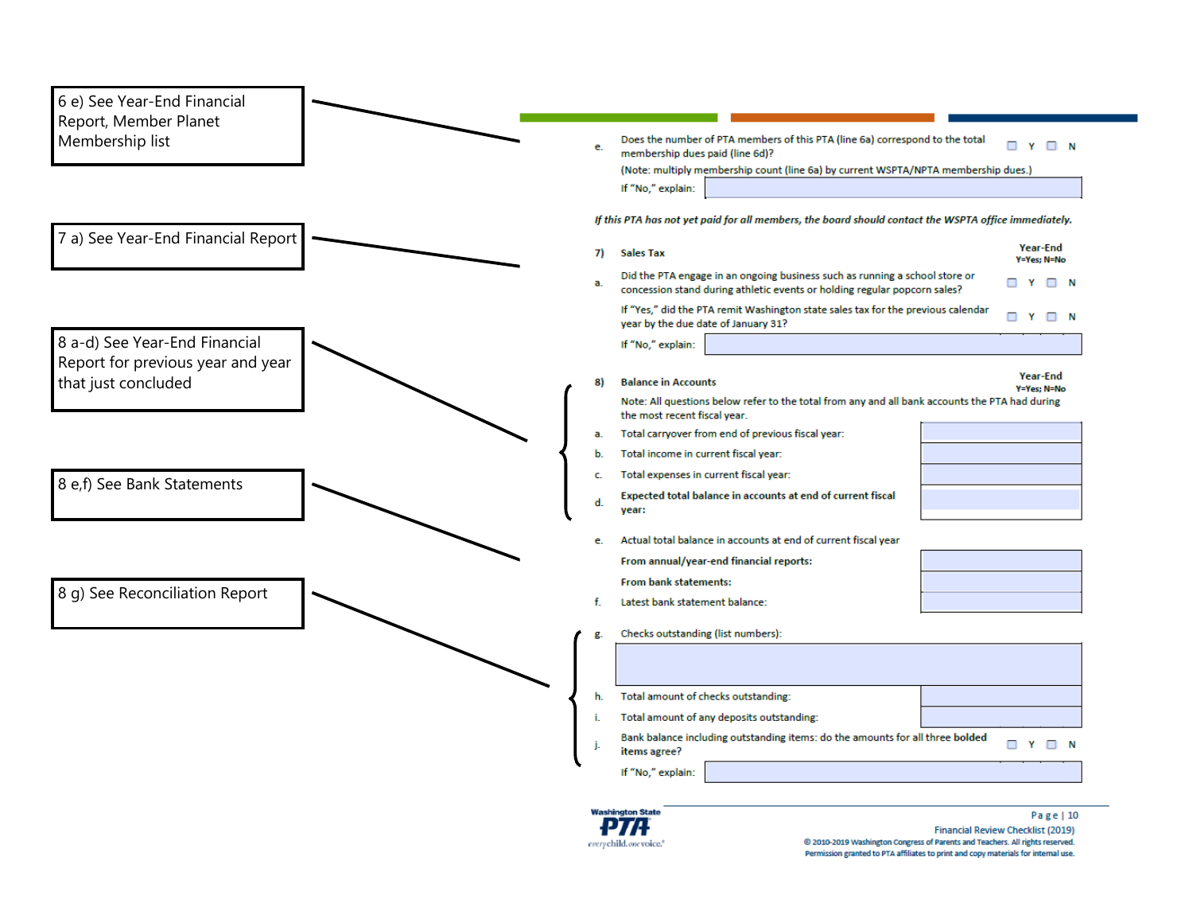6 e) See Year-End Financial Report, Member Planet Membership list

7 a) See Year-End Financial Report

8 a-d) See Year-End Financial Report for previous year and year that just concluded

8 e,f) See Bank Statements

8 g) See Reconciliation Report

e. Does the number of PTA members of this PTA (line 6a) correspond to the total membership dues paid (line 6d)? ☐ Y ☐ N

(Note: multiply membership count (line 6a) by current WSPTA/NPTA membership dues.)

If "No," explain:

***If this PTA has not yet paid for all members, the board should contact the WSPTA office immediately.***

**7) Sales Tax** — **Year-End** Y=Yes; N=No

a. Did the PTA engage in an ongoing business such as running a school store or concession stand during athletic events or holding regular popcorn sales? ☐ Y ☐ N

If "Yes," did the PTA remit Washington state sales tax for the previous calendar year by the due date of January 31? ☐ Y ☐ N

If "No," explain:

**8) Balance in Accounts** — **Year-End** Y=Yes; N=No

Note: All questions below refer to the total from any and all bank accounts the PTA had during the most recent fiscal year.

a. Total carryover from end of previous fiscal year:

b. Total income in current fiscal year:

c. Total expenses in current fiscal year:

d. **Expected total balance in accounts at end of current fiscal year:**

e. Actual total balance in accounts at end of current fiscal year

**From annual/year-end financial reports:**

**From bank statements:**

f. Latest bank statement balance:

g. Checks outstanding (list numbers):

h. Total amount of checks outstanding:

i. Total amount of any deposits outstanding:

j. Bank balance including outstanding items: do the amounts for all three bolded items agree? ☐ Y ☐ N

If "No," explain: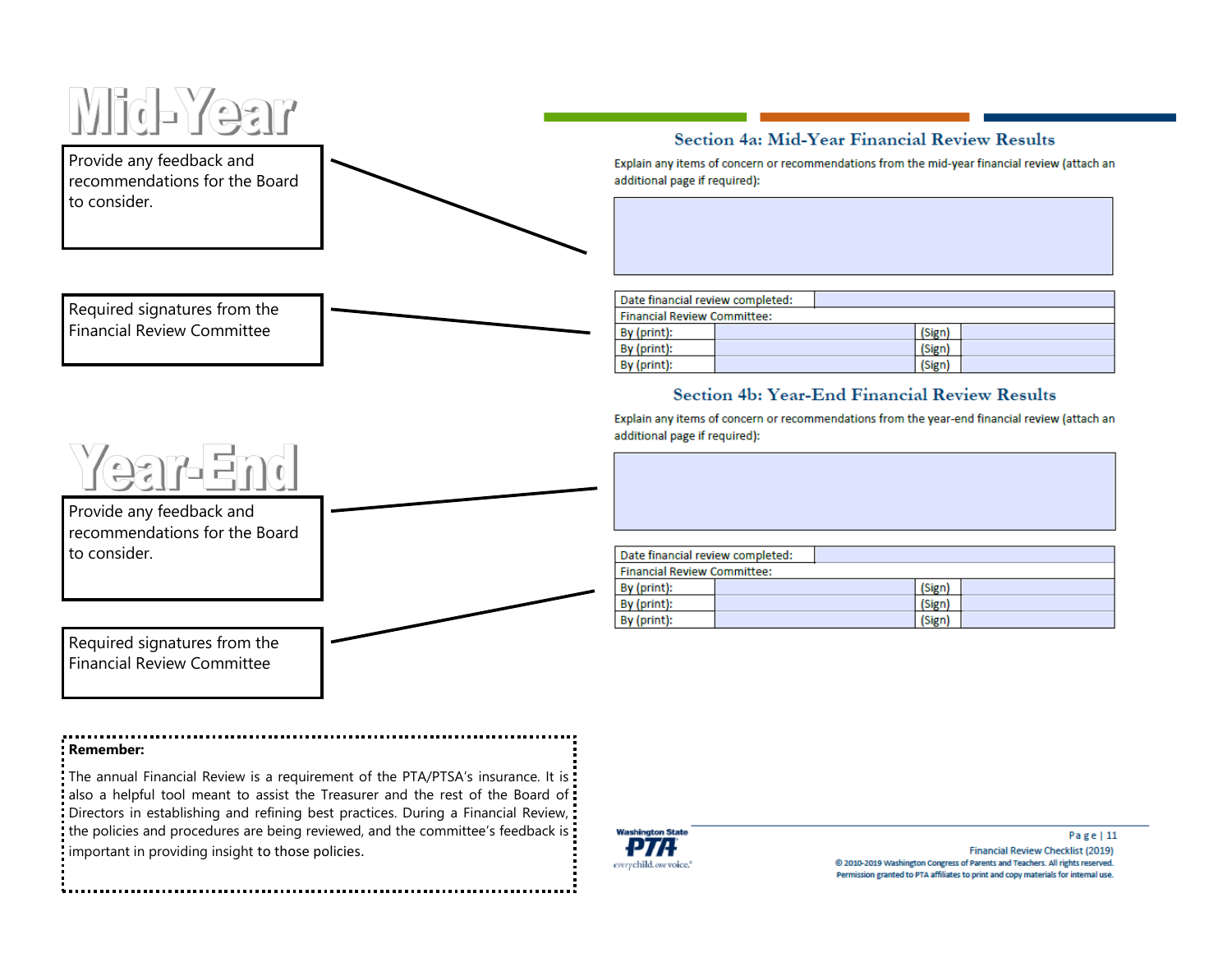# Mid-Year

Provide any feedback and recommendations for the Board to consider.

Required signatures from the Financial Review Committee

## Section 4a: Mid-Year Financial Review Results

Explain any items of concern or recommendations from the mid-year financial review (attach an additional page if required):

| Date financial review completed: | | | |
|---|---|---|---|
| Financial Review Committee: | | | |
| By (print): | | (Sign) | |
| By (print): | | (Sign) | |
| By (print): | | (Sign) | |

# Year-End

Provide any feedback and recommendations for the Board to consider.

Required signatures from the Financial Review Committee

## Section 4b: Year-End Financial Review Results

Explain any items of concern or recommendations from the year-end financial review (attach an additional page if required):

| Date financial review completed: | | | |
|---|---|---|---|
| Financial Review Committee: | | | |
| By (print): | | (Sign) | |
| By (print): | | (Sign) | |
| By (print): | | (Sign) | |

**Remember:**

The annual Financial Review is a requirement of the PTA/PTSA's insurance. It is also a helpful tool meant to assist the Treasurer and the rest of the Board of Directors in establishing and refining best practices. During a Financial Review, the policies and procedures are being reviewed, and the committee's feedback is important in providing insight to those policies.